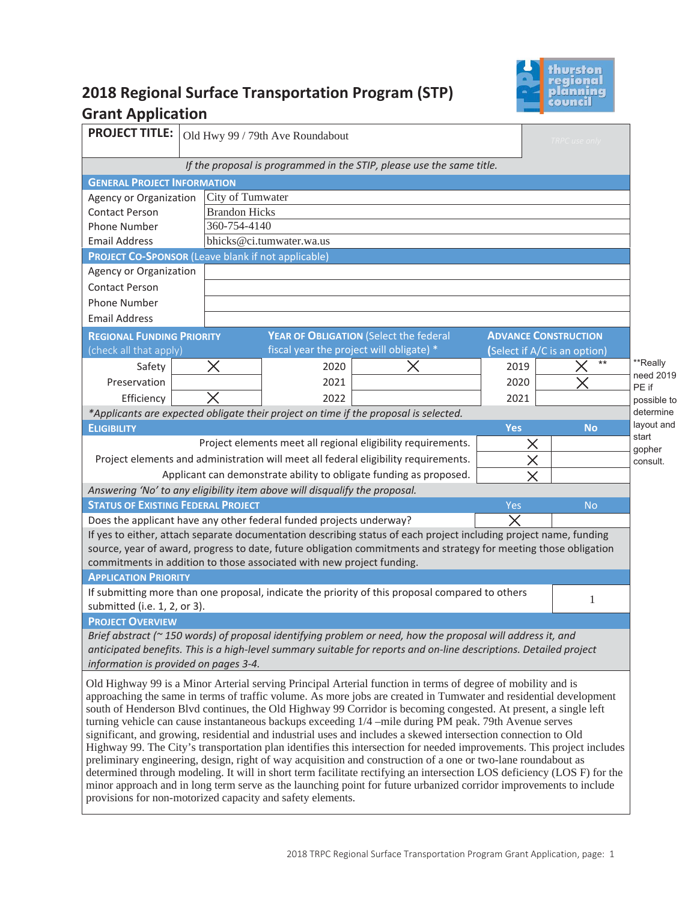# 2018 Regional Surface Transportation Program (STP) Grant Application

| **PROJECT TITLE:** | Old Hwy 99 / 79th Ave Roundabout | TRPC use only |
|---|---|---|

*If the proposal is programmed in the STIP, please use the same title.*

## General Project Information

| | |
|---|---|
| Agency or Organization | City of Tumwater |
| Contact Person | Brandon Hicks |
| Phone Number | 360-754-4140 |
| Email Address | bhicks@ci.tumwater.wa.us |

## Project Co-Sponsor (Leave blank if not applicable)

| | |
|---|---|
| Agency or Organization | |
| Contact Person | |
| Phone Number | |
| Email Address | |

| **Regional Funding Priority** (check all that apply) | | **Year of Obligation** (Select the federal fiscal year the project will obligate) * | | **Advance Construction** (Select if A/C is an option) | |
|---|---|---|---|---|---|
| Safety | X | 2020 | X | 2019 | X ** |
| Preservation | | 2021 | | 2020 | X |
| Efficiency | X | 2022 | | 2021 | |

**Really need 2019 PE if possible to determine layout and start gopher consult.

*Applicants are expected obligate their project on time if the proposal is selected.*

## Eligibility

| | Yes | No |
|---|---|---|
| Project elements meet all regional eligibility requirements. | X | |
| Project elements and administration will meet all federal eligibility requirements. | X | |
| Applicant can demonstrate ability to obligate funding as proposed. | X | |

*Answering 'No' to any eligibility item above will disqualify the proposal.*

## Status of Existing Federal Project

| | Yes | No |
|---|---|---|
| Does the applicant have any other federal funded projects underway? | X | |

If yes to either, attach separate documentation describing status of each project including project name, funding source, year of award, progress to date, future obligation commitments and strategy for meeting those obligation commitments in addition to those associated with new project funding.

## Application Priority

| | |
|---|---|
| If submitting more than one proposal, indicate the priority of this proposal compared to others submitted (i.e. 1, 2, or 3). | 1 |

## Project Overview

*Brief abstract (~ 150 words) of proposal identifying problem or need, how the proposal will address it, and anticipated benefits. This is a high-level summary suitable for reports and on-line descriptions. Detailed project information is provided on pages 3-4.*

Old Highway 99 is a Minor Arterial serving Principal Arterial function in terms of degree of mobility and is approaching the same in terms of traffic volume. As more jobs are created in Tumwater and residential development south of Henderson Blvd continues, the Old Highway 99 Corridor is becoming congested. At present, a single left turning vehicle can cause instantaneous backups exceeding 1/4 –mile during PM peak. 79th Avenue serves significant, and growing, residential and industrial uses and includes a skewed intersection connection to Old Highway 99. The City's transportation plan identifies this intersection for needed improvements. This project includes preliminary engineering, design, right of way acquisition and construction of a one or two-lane roundabout as determined through modeling. It will in short term facilitate rectifying an intersection LOS deficiency (LOS F) for the minor approach and in long term serve as the launching point for future urbanized corridor improvements to include provisions for non-motorized capacity and safety elements.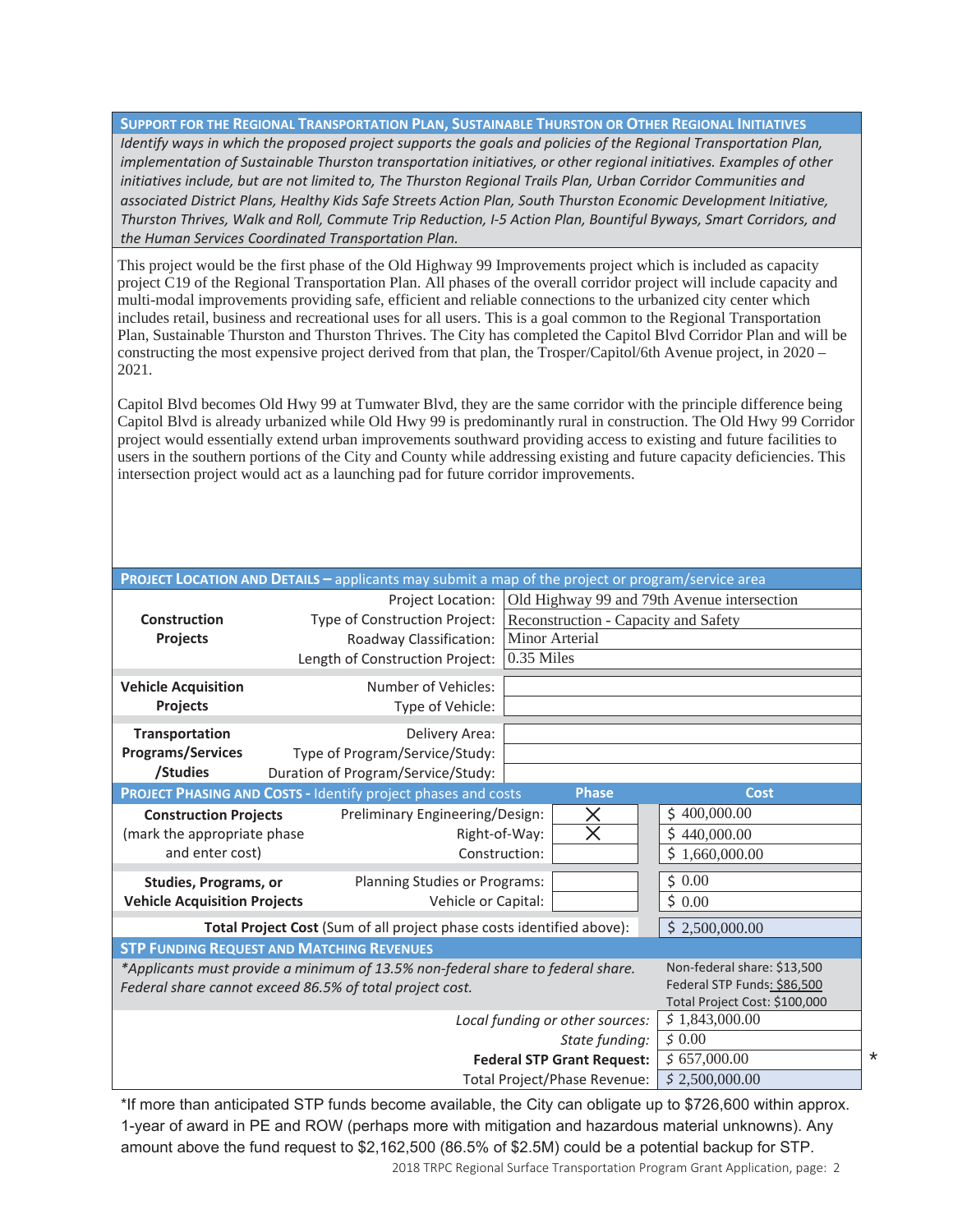## Support for the Regional Transportation Plan, Sustainable Thurston or Other Regional Initiatives

*Identify ways in which the proposed project supports the goals and policies of the Regional Transportation Plan, implementation of Sustainable Thurston transportation initiatives, or other regional initiatives. Examples of other initiatives include, but are not limited to, The Thurston Regional Trails Plan, Urban Corridor Communities and associated District Plans, Healthy Kids Safe Streets Action Plan, South Thurston Economic Development Initiative, Thurston Thrives, Walk and Roll, Commute Trip Reduction, I-5 Action Plan, Bountiful Byways, Smart Corridors, and the Human Services Coordinated Transportation Plan.*

This project would be the first phase of the Old Highway 99 Improvements project which is included as capacity project C19 of the Regional Transportation Plan. All phases of the overall corridor project will include capacity and multi-modal improvements providing safe, efficient and reliable connections to the urbanized city center which includes retail, business and recreational uses for all users. This is a goal common to the Regional Transportation Plan, Sustainable Thurston and Thurston Thrives. The City has completed the Capitol Blvd Corridor Plan and will be constructing the most expensive project derived from that plan, the Trosper/Capitol/6th Avenue project, in 2020 – 2021.

Capitol Blvd becomes Old Hwy 99 at Tumwater Blvd, they are the same corridor with the principle difference being Capitol Blvd is already urbanized while Old Hwy 99 is predominantly rural in construction. The Old Hwy 99 Corridor project would essentially extend urban improvements southward providing access to existing and future facilities to users in the southern portions of the City and County while addressing existing and future capacity deficiencies. This intersection project would act as a launching pad for future corridor improvements.

## Project Location and Details – applicants may submit a map of the project or program/service area

| | | |
|---|---|---|
| **Construction Projects** | Project Location: | Old Highway 99 and 79th Avenue intersection |
| | Type of Construction Project: | Reconstruction - Capacity and Safety |
| | Roadway Classification: | Minor Arterial |
| | Length of Construction Project: | 0.35 Miles |
| **Vehicle Acquisition Projects** | Number of Vehicles: | |
| | Type of Vehicle: | |
| **Transportation Programs/Services /Studies** | Delivery Area: | |
| | Type of Program/Service/Study: | |
| | Duration of Program/Service/Study: | |

## Project Phasing and Costs - Identify project phases and costs

| | | Phase | Cost |
|---|---|---|---|
| **Construction Projects** (mark the appropriate phase and enter cost) | Preliminary Engineering/Design: | X | $ 400,000.00 |
| | Right-of-Way: | X | $ 440,000.00 |
| | Construction: | | $ 1,660,000.00 |
| **Studies, Programs, or Vehicle Acquisition Projects** | Planning Studies or Programs: | | $ 0.00 |
| | Vehicle or Capital: | | $ 0.00 |
| **Total Project Cost** (Sum of all project phase costs identified above): | | | $ 2,500,000.00 |

## STP Funding Request and Matching Revenues

*\*Applicants must provide a minimum of 13.5% non-federal share to federal share. Federal share cannot exceed 86.5% of total project cost.*

Non-federal share: $13,500
Federal STP Funds: $86,500
Total Project Cost: $100,000

| | |
|---|---|
| *Local funding or other sources:* | $ 1,843,000.00 |
| *State funding:* | $ 0.00 |
| **Federal STP Grant Request:** | $ 657,000.00 * |
| Total Project/Phase Revenue: | $ 2,500,000.00 |

*If more than anticipated STP funds become available, the City can obligate up to $726,600 within approx. 1-year of award in PE and ROW (perhaps more with mitigation and hazardous material unknowns). Any amount above the fund request to $2,162,500 (86.5% of $2.5M) could be a potential backup for STP.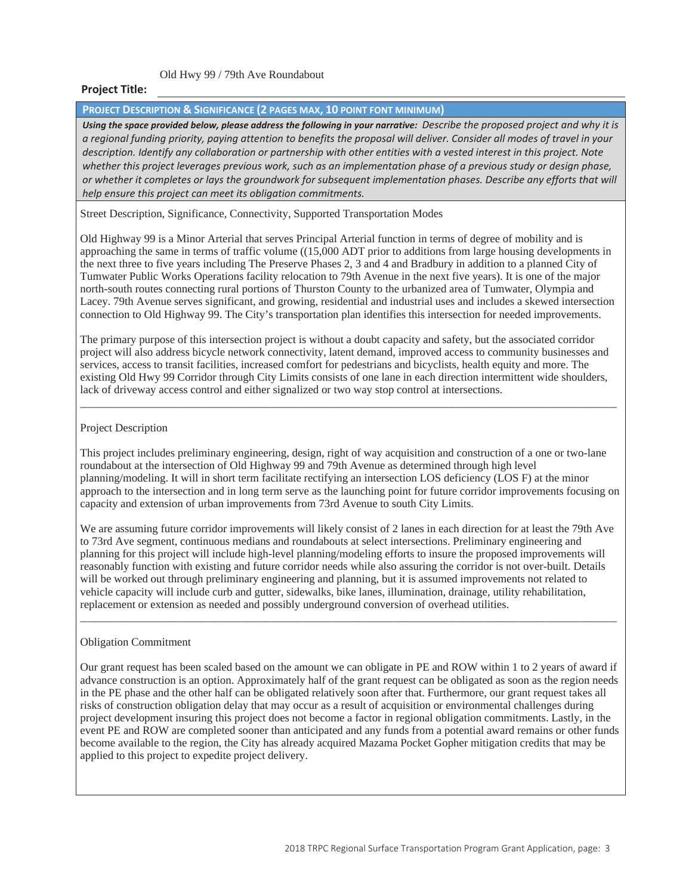**Project Title:** Old Hwy 99 / 79th Ave Roundabout

## PROJECT DESCRIPTION & SIGNIFICANCE (2 PAGES MAX, 10 POINT FONT MINIMUM)

***Using the space provided below, please address the following in your narrative:*** *Describe the proposed project and why it is a regional funding priority, paying attention to benefits the proposal will deliver. Consider all modes of travel in your description. Identify any collaboration or partnership with other entities with a vested interest in this project. Note whether this project leverages previous work, such as an implementation phase of a previous study or design phase, or whether it completes or lays the groundwork for subsequent implementation phases. Describe any efforts that will help ensure this project can meet its obligation commitments.*

Street Description, Significance, Connectivity, Supported Transportation Modes

Old Highway 99 is a Minor Arterial that serves Principal Arterial function in terms of degree of mobility and is approaching the same in terms of traffic volume ((15,000 ADT prior to additions from large housing developments in the next three to five years including The Preserve Phases 2, 3 and 4 and Bradbury in addition to a planned City of Tumwater Public Works Operations facility relocation to 79th Avenue in the next five years). It is one of the major north-south routes connecting rural portions of Thurston County to the urbanized area of Tumwater, Olympia and Lacey. 79th Avenue serves significant, and growing, residential and industrial uses and includes a skewed intersection connection to Old Highway 99. The City's transportation plan identifies this intersection for needed improvements.

The primary purpose of this intersection project is without a doubt capacity and safety, but the associated corridor project will also address bicycle network connectivity, latent demand, improved access to community businesses and services, access to transit facilities, increased comfort for pedestrians and bicyclists, health equity and more. The existing Old Hwy 99 Corridor through City Limits consists of one lane in each direction intermittent wide shoulders, lack of driveway access control and either signalized or two way stop control at intersections.

---

Project Description

This project includes preliminary engineering, design, right of way acquisition and construction of a one or two-lane roundabout at the intersection of Old Highway 99 and 79th Avenue as determined through high level planning/modeling. It will in short term facilitate rectifying an intersection LOS deficiency (LOS F) at the minor approach to the intersection and in long term serve as the launching point for future corridor improvements focusing on capacity and extension of urban improvements from 73rd Avenue to south City Limits.

We are assuming future corridor improvements will likely consist of 2 lanes in each direction for at least the 79th Ave to 73rd Ave segment, continuous medians and roundabouts at select intersections. Preliminary engineering and planning for this project will include high-level planning/modeling efforts to insure the proposed improvements will reasonably function with existing and future corridor needs while also assuring the corridor is not over-built. Details will be worked out through preliminary engineering and planning, but it is assumed improvements not related to vehicle capacity will include curb and gutter, sidewalks, bike lanes, illumination, drainage, utility rehabilitation, replacement or extension as needed and possibly underground conversion of overhead utilities.

---

Obligation Commitment

Our grant request has been scaled based on the amount we can obligate in PE and ROW within 1 to 2 years of award if advance construction is an option. Approximately half of the grant request can be obligated as soon as the region needs in the PE phase and the other half can be obligated relatively soon after that. Furthermore, our grant request takes all risks of construction obligation delay that may occur as a result of acquisition or environmental challenges during project development insuring this project does not become a factor in regional obligation commitments. Lastly, in the event PE and ROW are completed sooner than anticipated and any funds from a potential award remains or other funds become available to the region, the City has already acquired Mazama Pocket Gopher mitigation credits that may be applied to this project to expedite project delivery.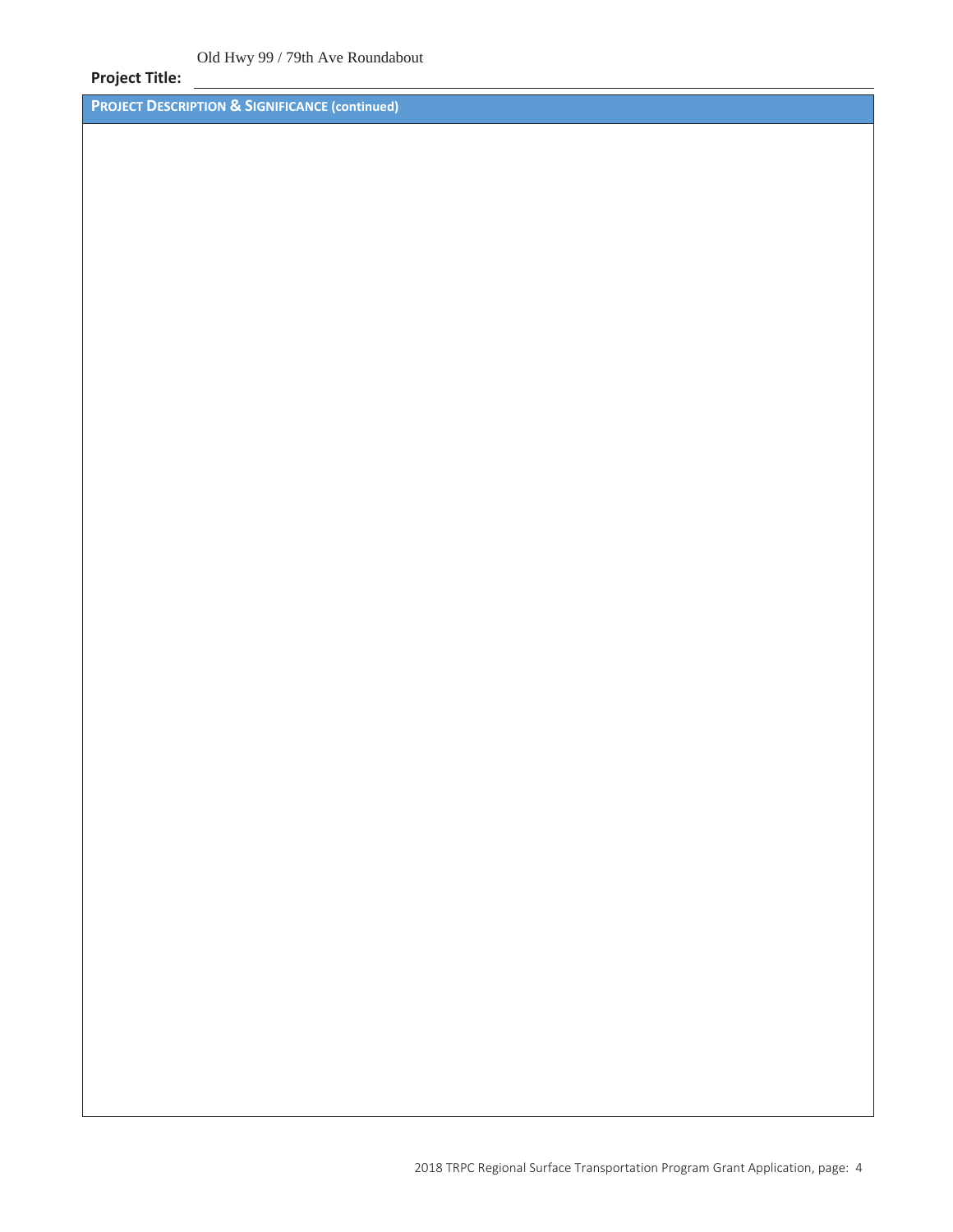**Project Title:** Old Hwy 99 / 79th Ave Roundabout

**PROJECT DESCRIPTION & SIGNIFICANCE (continued)**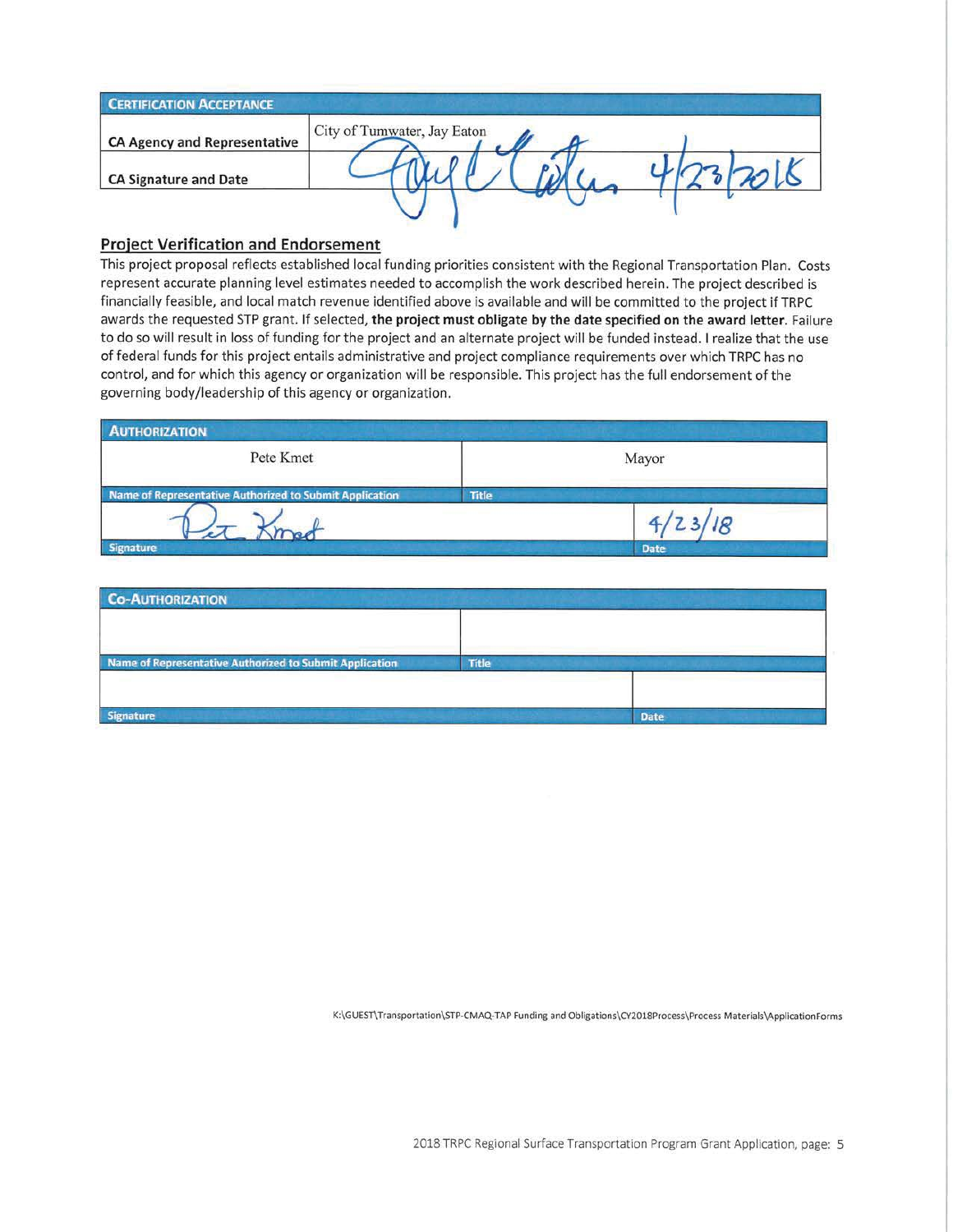| CERTIFICATION ACCEPTANCE | |
|---|---|
| CA Agency and Representative | City of Tumwater, Jay Eaton |
| CA Signature and Date | [signature] 4/23/2018 |

## Project Verification and Endorsement

This project proposal reflects established local funding priorities consistent with the Regional Transportation Plan. Costs represent accurate planning level estimates needed to accomplish the work described herein. The project described is financially feasible, and local match revenue identified above is available and will be committed to the project if TRPC awards the requested STP grant. If selected, **the project must obligate by the date specified on the award letter**. Failure to do so will result in loss of funding for the project and an alternate project will be funded instead. I realize that the use of federal funds for this project entails administrative and project compliance requirements over which TRPC has no control, and for which this agency or organization will be responsible. This project has the full endorsement of the governing body/leadership of this agency or organization.

| AUTHORIZATION | |
|---|---|
| Pete Kmet | Mayor |
| Name of Representative Authorized to Submit Application | Title |
| [signature] | 4/23/18 |
| Signature | Date |

| CO-AUTHORIZATION | |
|---|---|
| | |
| Name of Representative Authorized to Submit Application | Title |
| | |
| Signature | Date |

K:\GUEST\Transportation\STP-CMAQ-TAP Funding and Obligations\CY2018Process\Process Materials\ApplicationForms

2018 TRPC Regional Surface Transportation Program Grant Application, page: 5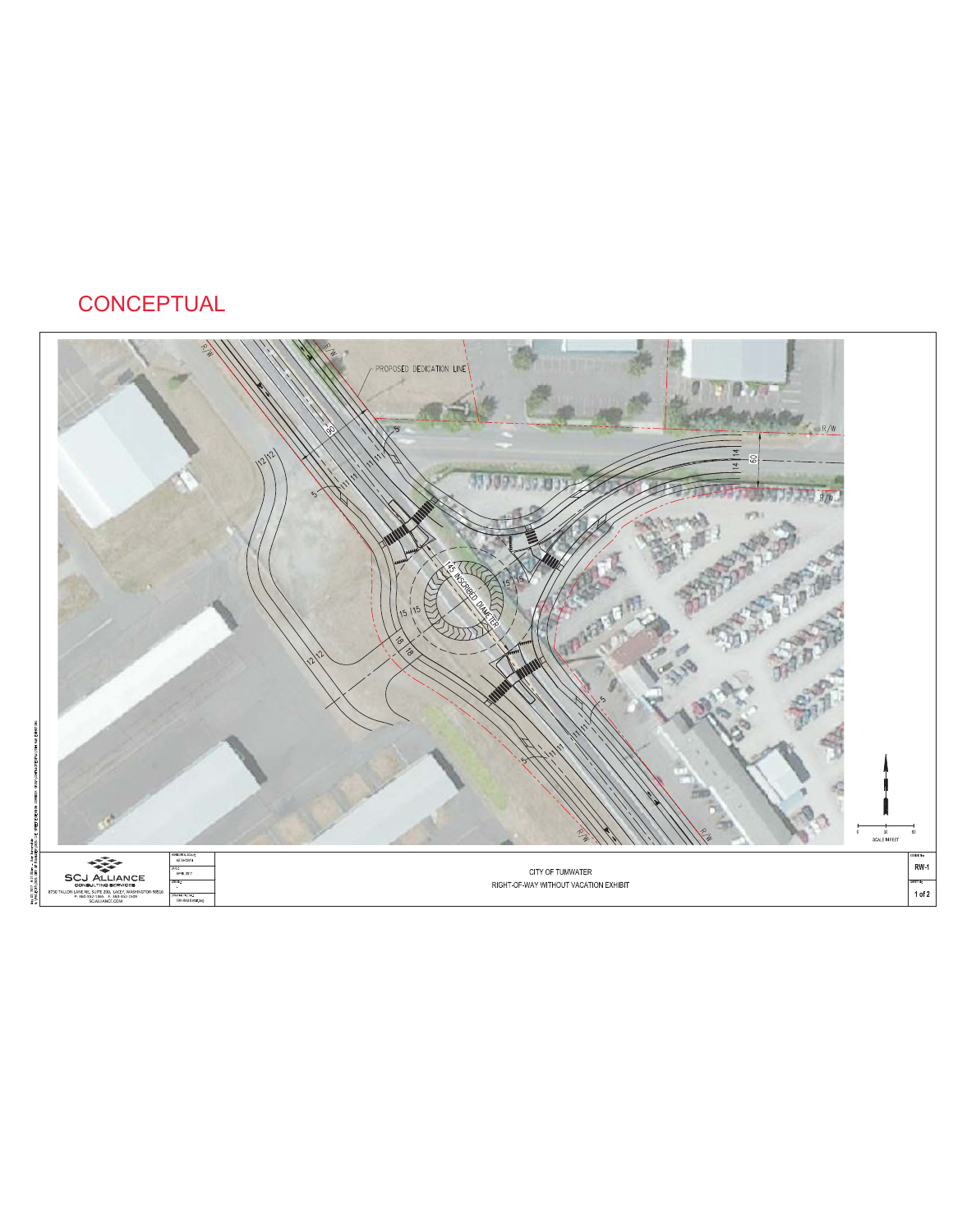# CONCEPTUAL

PROPOSED DEDICATION LINE

145' INSCRIBED DIAMETER

R/W

SCALE IN FEET

SCJ ALLIANCE
CONSULTING SERVICES
8730 TALLON LANE NE, SUITE 200, LACEY, WASHINGTON 98516
P: 360.352.1465 F: 360.352.1509
SCJALLIANCE.COM

DATE: APRIL 2017

CITY OF TUMWATER
RIGHT-OF-WAY WITHOUT VACATION EXHIBIT

RW-1

1 of 2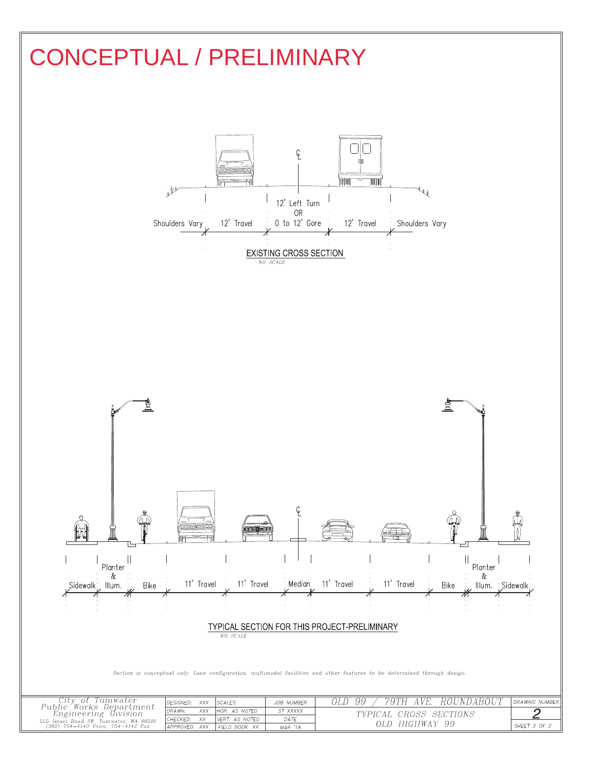# CONCEPTUAL / PRELIMINARY

℄

Shoulders Vary | 12' Travel | 12' Left Turn OR 0 to 12' Gore | 12' Travel | Shoulders Vary

## EXISTING CROSS SECTION

*NO SCALE*

℄

Sidewalk | Planter & Illum. | Bike | 11' Travel | 11' Travel | Median | 11' Travel | 11' Travel | Bike | Planter & Illum. | Sidewalk

## TYPICAL SECTION FOR THIS PROJECT-PRELIMINARY

*NO SCALE*

*Section is conceptual only. Lane configuration, multimodal facilities and other features to be determined through design.*

| City of Tumwater Public Works Department Engineering Division 555 Israel Road SW, Tumwater, WA 98501 (360) 754-4140 Voice, 754-4142 Fax | DESIGNED: XXX | SCALES: | JOB NUMBER | OLD 99 / 79TH AVE. ROUNDABOUT | DRAWING NUMBER |
|---|---|---|---|---|---|
| | DRAWN: XXX | HOR. AS NOTED | ST XXXXX | TYPICAL CROSS SECTIONS OLD HIGHWAY 99 | 2 |
| | CHECKED: XX | VERT. AS NOTED | DATE | | |
| | APPROVED: XXX | FIELD BOOK XX | MAR '18 | | SHEET 2 OF 2 |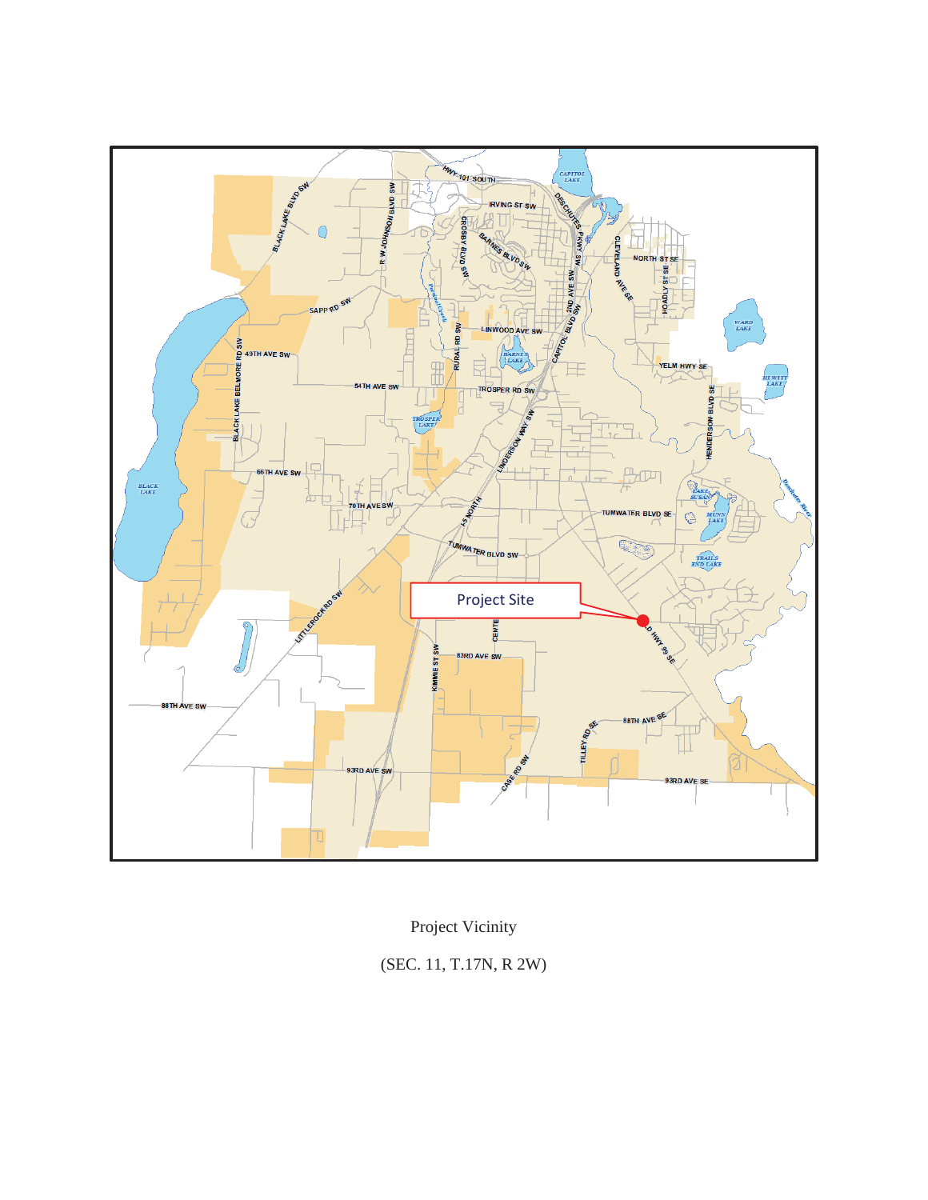Project Vicinity

(SEC. 11, T.17N, R 2W)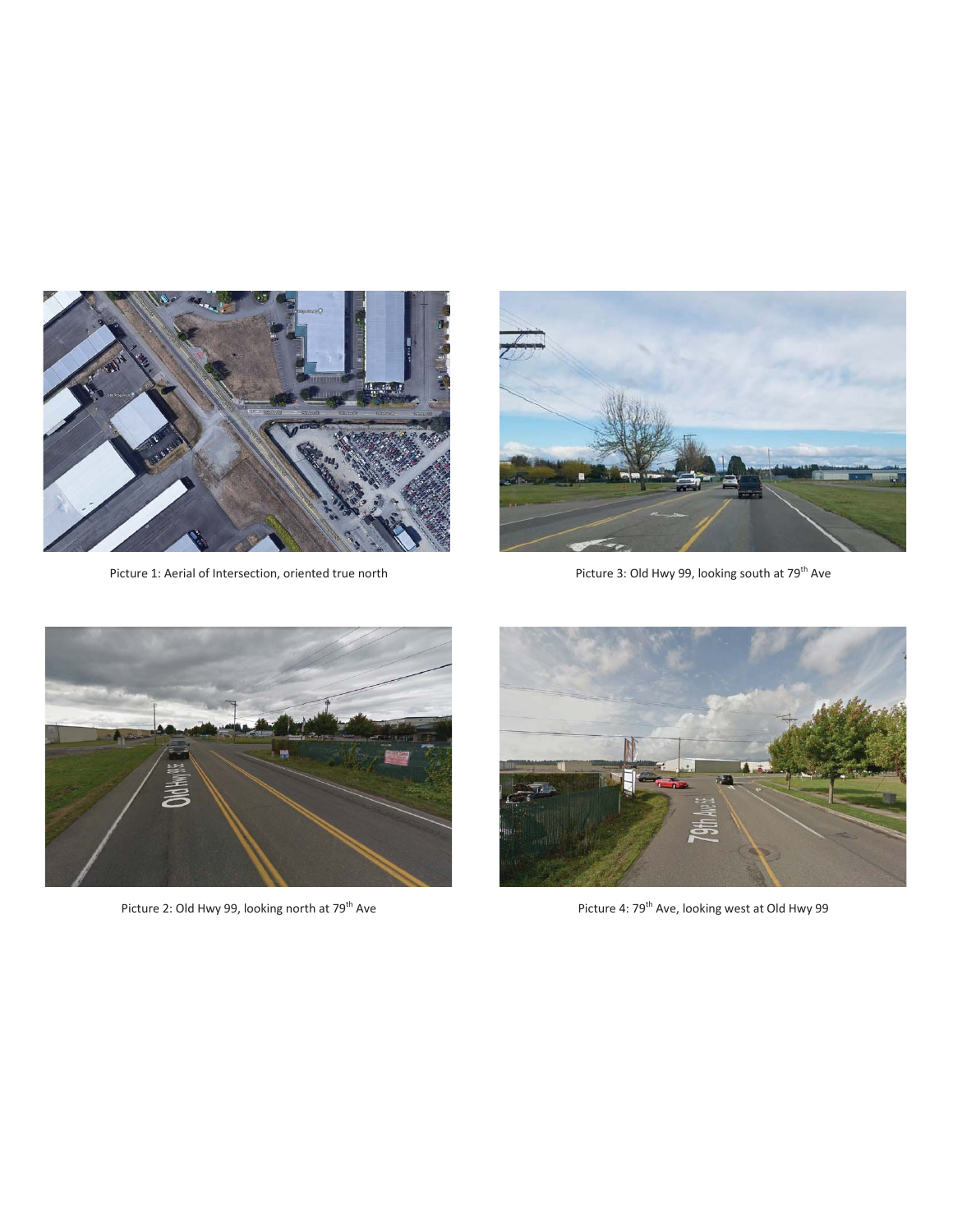Picture 1: Aerial of Intersection, oriented true north

Picture 3: Old Hwy 99, looking south at 79th Ave

Picture 2: Old Hwy 99, looking north at 79th Ave

Picture 4: 79th Ave, looking west at Old Hwy 99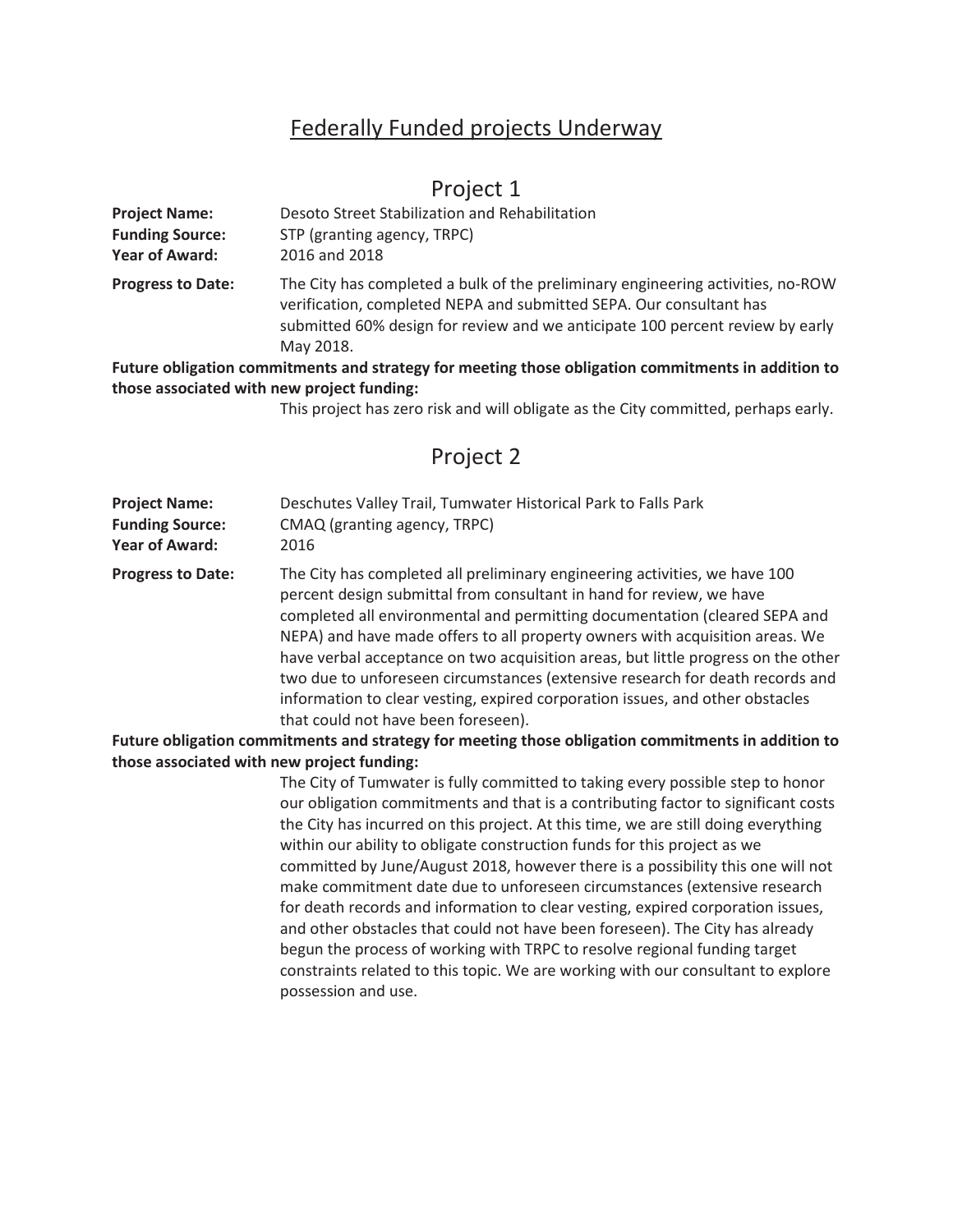# Federally Funded projects Underway

## Project 1

**Project Name:** Desoto Street Stabilization and Rehabilitation

**Funding Source:** STP (granting agency, TRPC)

**Year of Award:** 2016 and 2018

**Progress to Date:** The City has completed a bulk of the preliminary engineering activities, no-ROW verification, completed NEPA and submitted SEPA. Our consultant has submitted 60% design for review and we anticipate 100 percent review by early May 2018.

**Future obligation commitments and strategy for meeting those obligation commitments in addition to those associated with new project funding:**

This project has zero risk and will obligate as the City committed, perhaps early.

## Project 2

**Project Name:** Deschutes Valley Trail, Tumwater Historical Park to Falls Park

**Funding Source:** CMAQ (granting agency, TRPC)

**Year of Award:** 2016

**Progress to Date:** The City has completed all preliminary engineering activities, we have 100 percent design submittal from consultant in hand for review, we have completed all environmental and permitting documentation (cleared SEPA and NEPA) and have made offers to all property owners with acquisition areas. We have verbal acceptance on two acquisition areas, but little progress on the other two due to unforeseen circumstances (extensive research for death records and information to clear vesting, expired corporation issues, and other obstacles that could not have been foreseen).

**Future obligation commitments and strategy for meeting those obligation commitments in addition to those associated with new project funding:**

The City of Tumwater is fully committed to taking every possible step to honor our obligation commitments and that is a contributing factor to significant costs the City has incurred on this project. At this time, we are still doing everything within our ability to obligate construction funds for this project as we committed by June/August 2018, however there is a possibility this one will not make commitment date due to unforeseen circumstances (extensive research for death records and information to clear vesting, expired corporation issues, and other obstacles that could not have been foreseen). The City has already begun the process of working with TRPC to resolve regional funding target constraints related to this topic. We are working with our consultant to explore possession and use.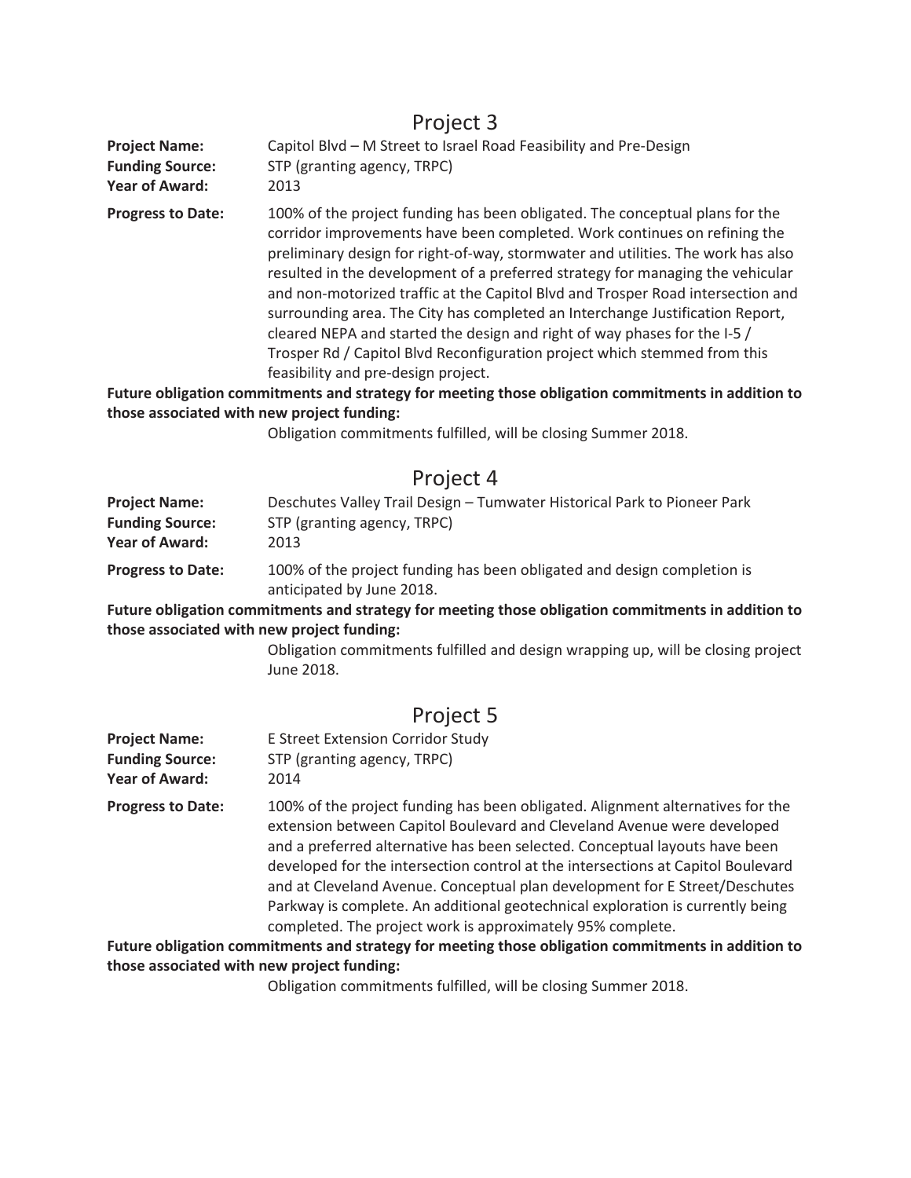## Project 3

**Project Name:** Capitol Blvd – M Street to Israel Road Feasibility and Pre-Design

**Funding Source:** STP (granting agency, TRPC)

**Year of Award:** 2013

**Progress to Date:** 100% of the project funding has been obligated. The conceptual plans for the corridor improvements have been completed. Work continues on refining the preliminary design for right-of-way, stormwater and utilities. The work has also resulted in the development of a preferred strategy for managing the vehicular and non-motorized traffic at the Capitol Blvd and Trosper Road intersection and surrounding area. The City has completed an Interchange Justification Report, cleared NEPA and started the design and right of way phases for the I-5 / Trosper Rd / Capitol Blvd Reconfiguration project which stemmed from this feasibility and pre-design project.

**Future obligation commitments and strategy for meeting those obligation commitments in addition to those associated with new project funding:**

Obligation commitments fulfilled, will be closing Summer 2018.

## Project 4

**Project Name:** Deschutes Valley Trail Design – Tumwater Historical Park to Pioneer Park

**Funding Source:** STP (granting agency, TRPC)

**Year of Award:** 2013

**Progress to Date:** 100% of the project funding has been obligated and design completion is anticipated by June 2018.

**Future obligation commitments and strategy for meeting those obligation commitments in addition to those associated with new project funding:**

Obligation commitments fulfilled and design wrapping up, will be closing project June 2018.

## Project 5

**Project Name:** E Street Extension Corridor Study

**Funding Source:** STP (granting agency, TRPC)

**Year of Award:** 2014

**Progress to Date:** 100% of the project funding has been obligated. Alignment alternatives for the extension between Capitol Boulevard and Cleveland Avenue were developed and a preferred alternative has been selected. Conceptual layouts have been developed for the intersection control at the intersections at Capitol Boulevard and at Cleveland Avenue. Conceptual plan development for E Street/Deschutes Parkway is complete. An additional geotechnical exploration is currently being completed. The project work is approximately 95% complete.

**Future obligation commitments and strategy for meeting those obligation commitments in addition to those associated with new project funding:**

Obligation commitments fulfilled, will be closing Summer 2018.